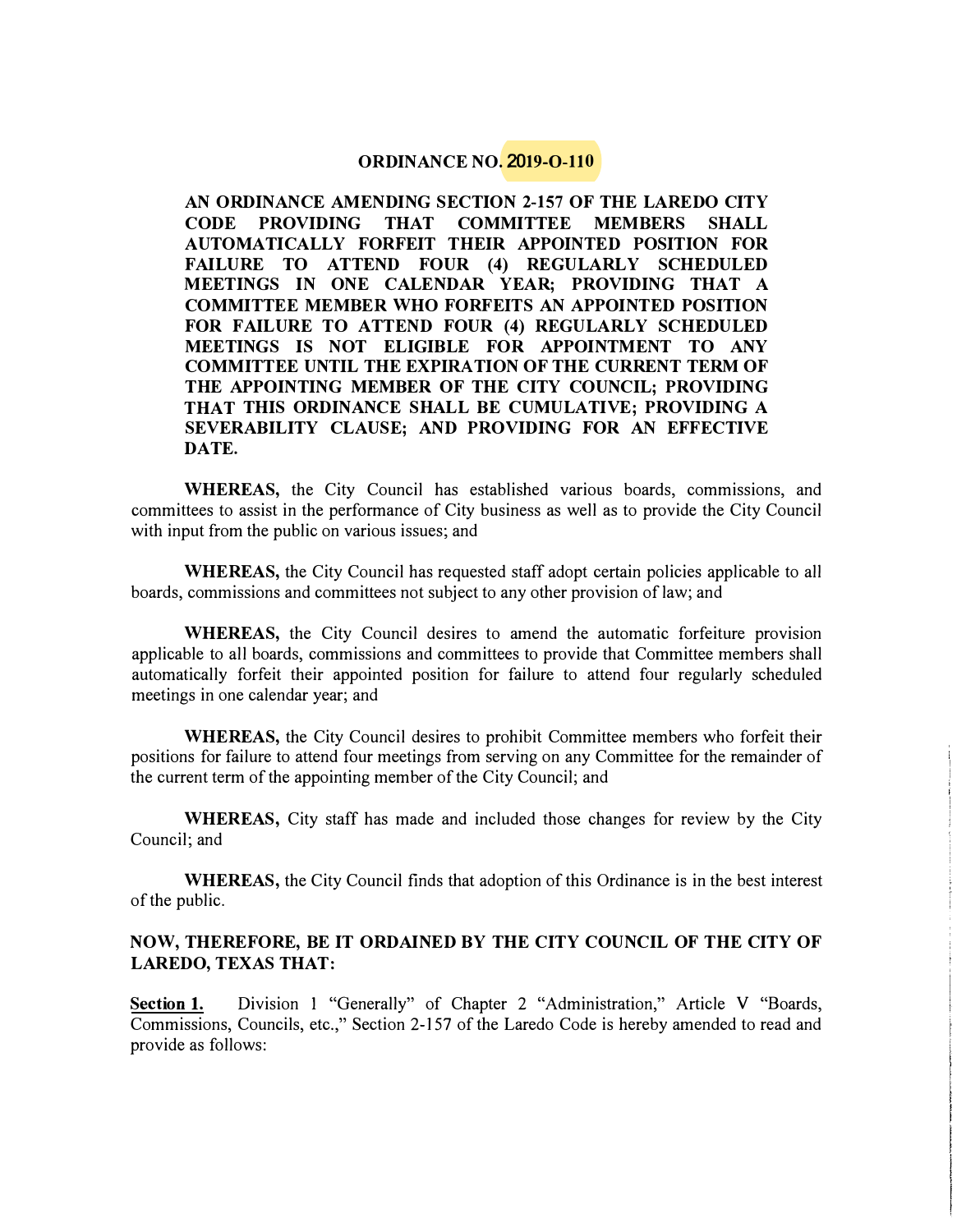# ORDINANCE NO. 2019-O-110

**AN ORDINANCE AMENDING SECTION 2-157 OF THE LAREDO CITY CODE PROVIDING THAT COMMITTEE MEMBERS SHALL AUTOMATICALLY FORFEIT THEIR APPOINTED POSITION FOR FAILURE TO ATTEND FOUR (4) REGULARLY SCHEDULED MEETINGS IN ONE CALENDAR YEAR; PROVIDING THAT A COMMITTEE MEMBER WHO FORFEITS AN APPOINTED POSITION FOR FAILURE TO ATTEND FOUR (4) REGULARLY SCHEDULED MEETINGS IS NOT ELIGIBLE FOR APPOINTMENT TO ANY COMMITTEE UNTIL THE EXPIRATION OF THE CURRENT TERM OF THE APPOINTING MEMBER OF THE CITY COUNCIL; PROVIDING THAT THIS ORDINANCE SHALL BE CUMULATIVE; PROVIDING A SEVERABILITY CLAUSE; AND PROVIDING FOR AN EFFECTIVE DATE.**

**WHEREAS,** the City Council has established various boards, commissions, and committees to assist in the performance of City business as well as to provide the City Council with input from the public on various issues; and

**WHEREAS,** the City Council has requested staff adopt certain policies applicable to all boards, commissions and committees not subject to any other provision of law; and

**WHEREAS,** the City Council desires to amend the automatic forfeiture provision applicable to all boards, commissions and committees to provide that Committee members shall automatically forfeit their appointed position for failure to attend four regularly scheduled meetings in one calendar year; and

**WHEREAS,** the City Council desires to prohibit Committee members who forfeit their positions for failure to attend four meetings from serving on any Committee for the remainder of the current term of the appointing member of the City Council; and

**WHEREAS,** City staff has made and included those changes for review by the City Council; and

**WHEREAS,** the City Council finds that adoption of this Ordinance is in the best interest of the public.

**NOW, THEREFORE, BE IT ORDAINED BY THE CITY COUNCIL OF THE CITY OF LAREDO, TEXAS THAT:**

**Section 1.** Division 1 "Generally" of Chapter 2 "Administration," Article V "Boards, Commissions, Councils, etc.," Section 2-157 of the Laredo Code is hereby amended to read and provide as follows: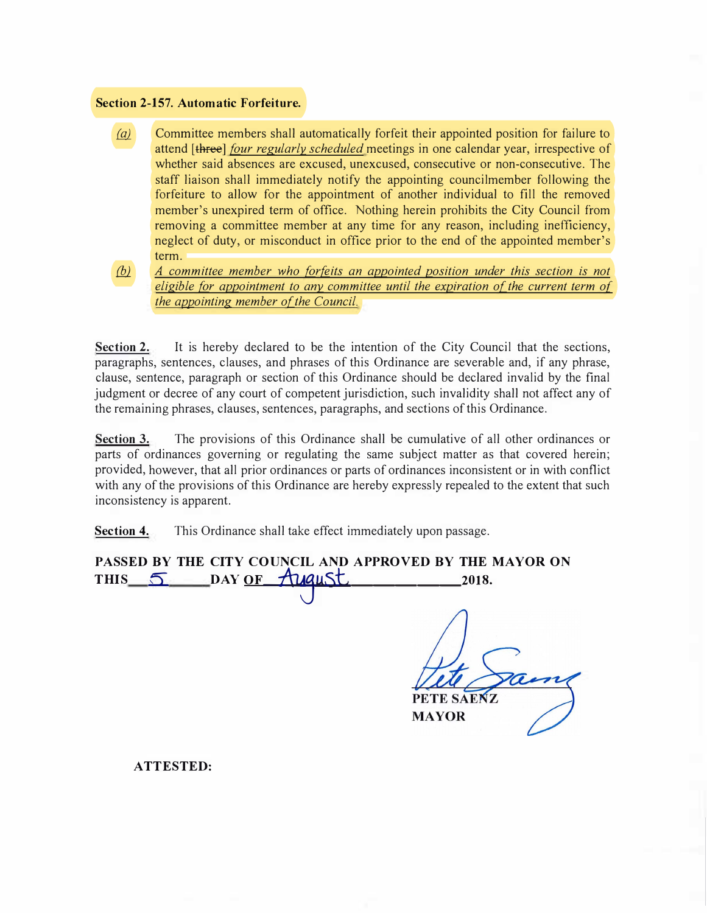**Section 2-157. Automatic Forfeiture.**

*(a)* Committee members shall automatically forfeit their appointed position for failure to attend [~~three~~] *four regularly scheduled* meetings in one calendar year, irrespective of whether said absences are excused, unexcused, consecutive or non-consecutive. The staff liaison shall immediately notify the appointing councilmember following the forfeiture to allow for the appointment of another individual to fill the removed member's unexpired term of office. Nothing herein prohibits the City Council from removing a committee member at any time for any reason, including inefficiency, neglect of duty, or misconduct in office prior to the end of the appointed member's term.

*(b)* *A committee member who forfeits an appointed position under this section is not eligible for appointment to any committee until the expiration of the current term of the appointing member of the Council.*

**Section 2.** It is hereby declared to be the intention of the City Council that the sections, paragraphs, sentences, clauses, and phrases of this Ordinance are severable and, if any phrase, clause, sentence, paragraph or section of this Ordinance should be declared invalid by the final judgment or decree of any court of competent jurisdiction, such invalidity shall not affect any of the remaining phrases, clauses, sentences, paragraphs, and sections of this Ordinance.

**Section 3.** The provisions of this Ordinance shall be cumulative of all other ordinances or parts of ordinances governing or regulating the same subject matter as that covered herein; provided, however, that all prior ordinances or parts of ordinances inconsistent or in with conflict with any of the provisions of this Ordinance are hereby expressly repealed to the extent that such inconsistency is apparent.

**Section 4.** This Ordinance shall take effect immediately upon passage.

**PASSED BY THE CITY COUNCIL AND APPROVED BY THE MAYOR ON THIS 5 DAY OF August 2018.**

PETE SAENZ
MAYOR

**ATTESTED:**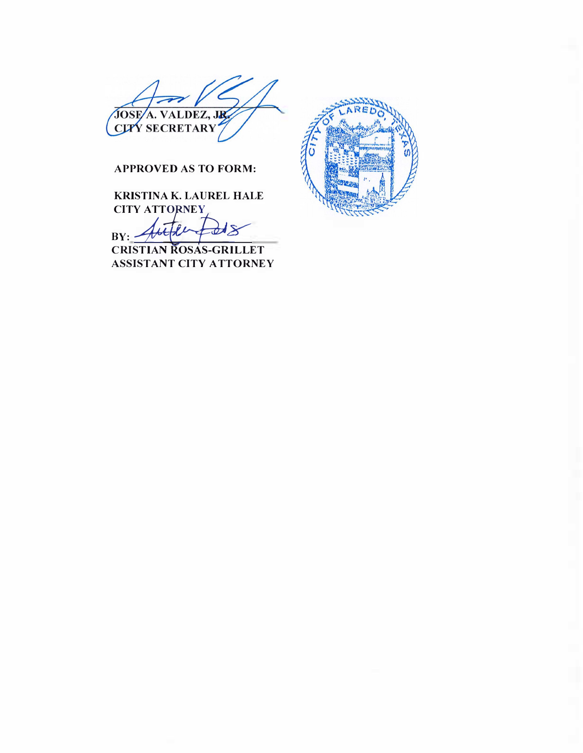JOSE A. VALDEZ, JR.
CITY SECRETARY

APPROVED AS TO FORM:

KRISTINA K. LAUREL HALE
CITY ATTORNEY

BY: ______________________
CRISTIAN ROSAS-GRILLET
ASSISTANT CITY ATTORNEY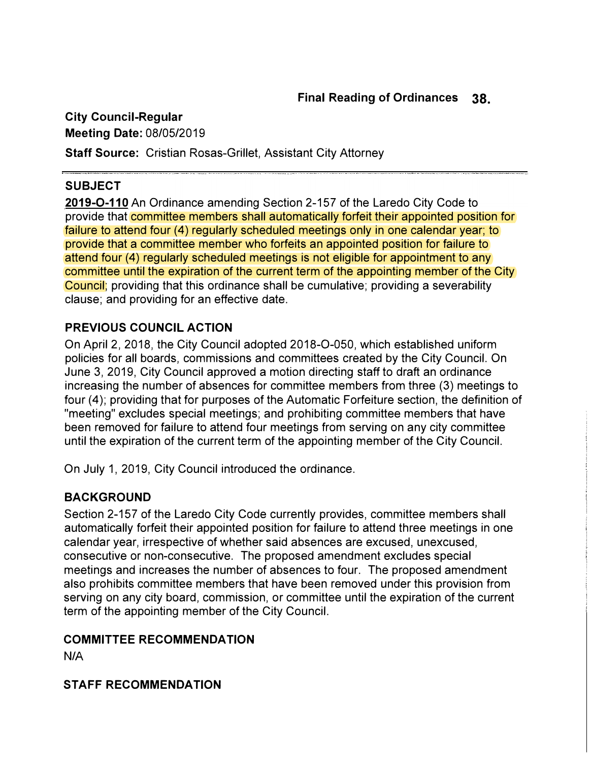**Final Reading of Ordinances 38.**

**City Council-Regular**
**Meeting Date:** 08/05/2019

**Staff Source:** Cristian Rosas-Grillet, Assistant City Attorney

## SUBJECT

**2019-O-110** An Ordinance amending Section 2-157 of the Laredo City Code to provide that committee members shall automatically forfeit their appointed position for failure to attend four (4) regularly scheduled meetings only in one calendar year; to provide that a committee member who forfeits an appointed position for failure to attend four (4) regularly scheduled meetings is not eligible for appointment to any committee until the expiration of the current term of the appointing member of the City Council; providing that this ordinance shall be cumulative; providing a severability clause; and providing for an effective date.

## PREVIOUS COUNCIL ACTION

On April 2, 2018, the City Council adopted 2018-O-050, which established uniform policies for all boards, commissions and committees created by the City Council. On June 3, 2019, City Council approved a motion directing staff to draft an ordinance increasing the number of absences for committee members from three (3) meetings to four (4); providing that for purposes of the Automatic Forfeiture section, the definition of "meeting" excludes special meetings; and prohibiting committee members that have been removed for failure to attend four meetings from serving on any city committee until the expiration of the current term of the appointing member of the City Council.

On July 1, 2019, City Council introduced the ordinance.

## BACKGROUND

Section 2-157 of the Laredo City Code currently provides, committee members shall automatically forfeit their appointed position for failure to attend three meetings in one calendar year, irrespective of whether said absences are excused, unexcused, consecutive or non-consecutive. The proposed amendment excludes special meetings and increases the number of absences to four. The proposed amendment also prohibits committee members that have been removed under this provision from serving on any city board, commission, or committee until the expiration of the current term of the appointing member of the City Council.

## COMMITTEE RECOMMENDATION

N/A

## STAFF RECOMMENDATION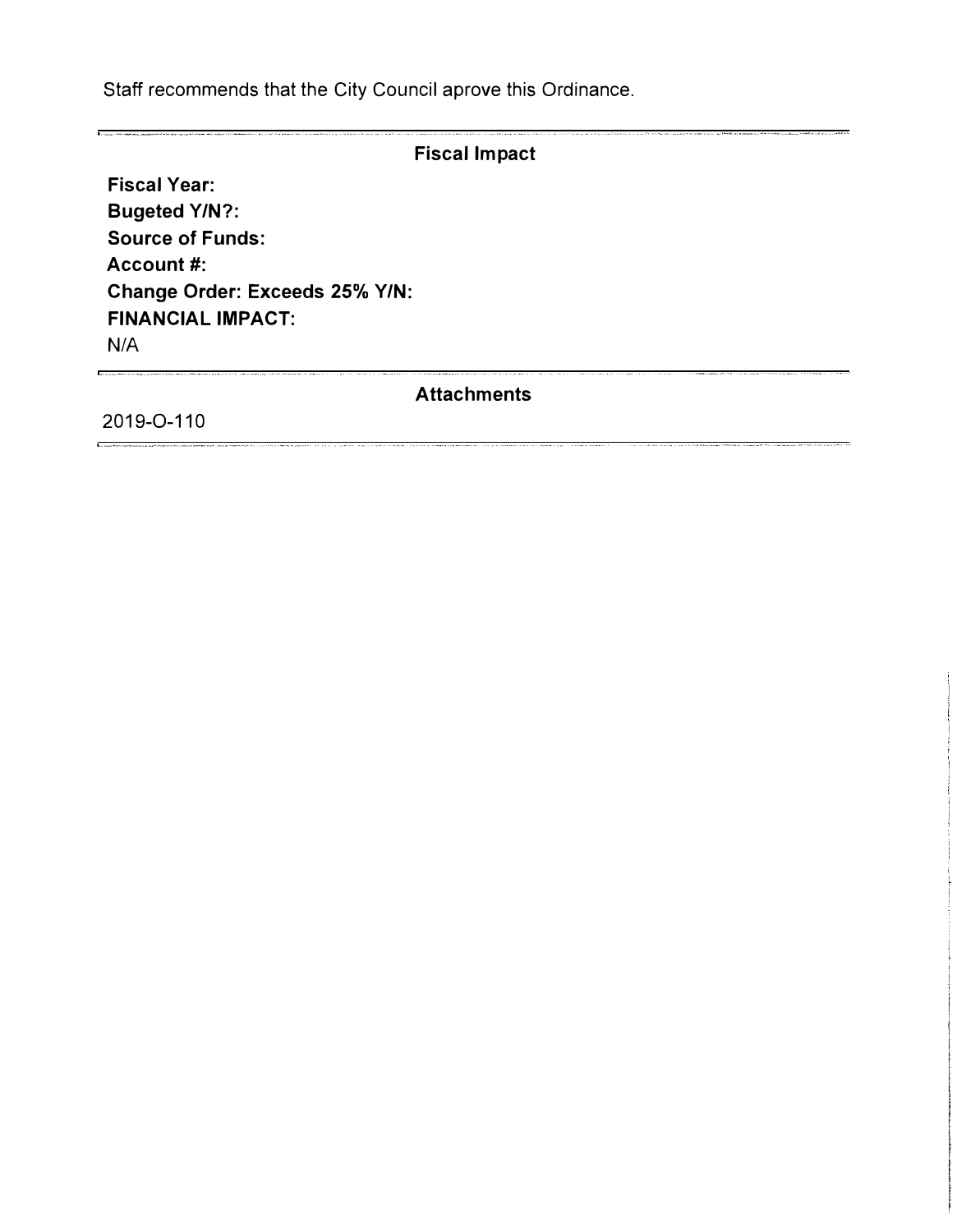Staff recommends that the City Council aprove this Ordinance.

---

## Fiscal Impact

**Fiscal Year:**
**Bugeted Y/N?:**
**Source of Funds:**
**Account #:**
**Change Order: Exceeds 25% Y/N:**
**FINANCIAL IMPACT:**
N/A

---

## Attachments

2019-O-110